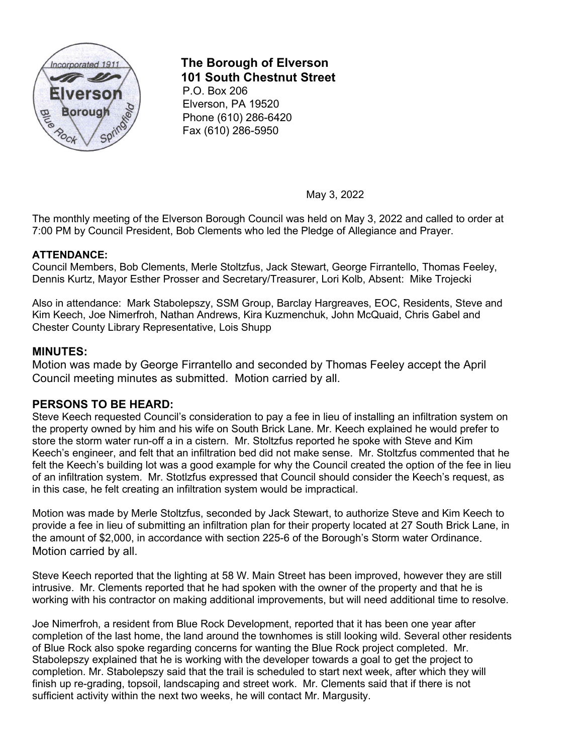**The Borough of Elverson**
**101 South Chestnut Street**
P.O. Box 206
Elverson, PA 19520
Phone (610) 286-6420
Fax (610) 286-5950

May 3, 2022

The monthly meeting of the Elverson Borough Council was held on May 3, 2022 and called to order at 7:00 PM by Council President, Bob Clements who led the Pledge of Allegiance and Prayer.

## ATTENDANCE:

Council Members, Bob Clements, Merle Stoltzfus, Jack Stewart, George Firrantello, Thomas Feeley, Dennis Kurtz, Mayor Esther Prosser and Secretary/Treasurer, Lori Kolb, Absent: Mike Trojecki

Also in attendance: Mark Stabolepszy, SSM Group, Barclay Hargreaves, EOC, Residents, Steve and Kim Keech, Joe Nimerfroh, Nathan Andrews, Kira Kuzmenchuk, John McQuaid, Chris Gabel and Chester County Library Representative, Lois Shupp

## MINUTES:

Motion was made by George Firrantello and seconded by Thomas Feeley accept the April Council meeting minutes as submitted. Motion carried by all.

## PERSONS TO BE HEARD:

Steve Keech requested Council's consideration to pay a fee in lieu of installing an infiltration system on the property owned by him and his wife on South Brick Lane. Mr. Keech explained he would prefer to store the storm water run-off a in a cistern. Mr. Stoltzfus reported he spoke with Steve and Kim Keech's engineer, and felt that an infiltration bed did not make sense. Mr. Stoltzfus commented that he felt the Keech's building lot was a good example for why the Council created the option of the fee in lieu of an infiltration system. Mr. Stotlzfus expressed that Council should consider the Keech's request, as in this case, he felt creating an infiltration system would be impractical.

Motion was made by Merle Stoltzfus, seconded by Jack Stewart, to authorize Steve and Kim Keech to provide a fee in lieu of submitting an infiltration plan for their property located at 27 South Brick Lane, in the amount of $2,000, in accordance with section 225-6 of the Borough's Storm water Ordinance. Motion carried by all.

Steve Keech reported that the lighting at 58 W. Main Street has been improved, however they are still intrusive. Mr. Clements reported that he had spoken with the owner of the property and that he is working with his contractor on making additional improvements, but will need additional time to resolve.

Joe Nimerfroh, a resident from Blue Rock Development, reported that it has been one year after completion of the last home, the land around the townhomes is still looking wild. Several other residents of Blue Rock also spoke regarding concerns for wanting the Blue Rock project completed. Mr. Stabolepszy explained that he is working with the developer towards a goal to get the project to completion. Mr. Stabolepszy said that the trail is scheduled to start next week, after which they will finish up re-grading, topsoil, landscaping and street work. Mr. Clements said that if there is not sufficient activity within the next two weeks, he will contact Mr. Margusity.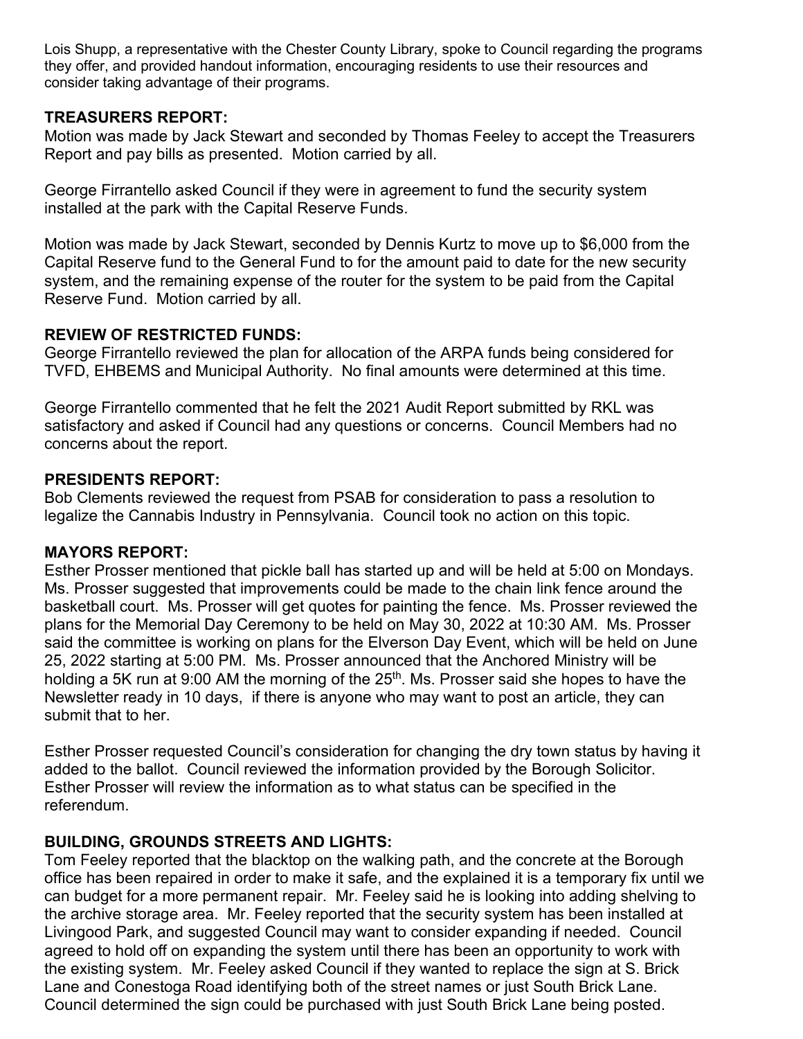Lois Shupp, a representative with the Chester County Library, spoke to Council regarding the programs they offer, and provided handout information, encouraging residents to use their resources and consider taking advantage of their programs.

## TREASURERS REPORT:

Motion was made by Jack Stewart and seconded by Thomas Feeley to accept the Treasurers Report and pay bills as presented. Motion carried by all.

George Firrantello asked Council if they were in agreement to fund the security system installed at the park with the Capital Reserve Funds.

Motion was made by Jack Stewart, seconded by Dennis Kurtz to move up to $6,000 from the Capital Reserve fund to the General Fund to for the amount paid to date for the new security system, and the remaining expense of the router for the system to be paid from the Capital Reserve Fund. Motion carried by all.

## REVIEW OF RESTRICTED FUNDS:

George Firrantello reviewed the plan for allocation of the ARPA funds being considered for TVFD, EHBEMS and Municipal Authority. No final amounts were determined at this time.

George Firrantello commented that he felt the 2021 Audit Report submitted by RKL was satisfactory and asked if Council had any questions or concerns. Council Members had no concerns about the report.

## PRESIDENTS REPORT:

Bob Clements reviewed the request from PSAB for consideration to pass a resolution to legalize the Cannabis Industry in Pennsylvania. Council took no action on this topic.

## MAYORS REPORT:

Esther Prosser mentioned that pickle ball has started up and will be held at 5:00 on Mondays. Ms. Prosser suggested that improvements could be made to the chain link fence around the basketball court. Ms. Prosser will get quotes for painting the fence. Ms. Prosser reviewed the plans for the Memorial Day Ceremony to be held on May 30, 2022 at 10:30 AM. Ms. Prosser said the committee is working on plans for the Elverson Day Event, which will be held on June 25, 2022 starting at 5:00 PM. Ms. Prosser announced that the Anchored Ministry will be holding a 5K run at 9:00 AM the morning of the 25th. Ms. Prosser said she hopes to have the Newsletter ready in 10 days, if there is anyone who may want to post an article, they can submit that to her.

Esther Prosser requested Council's consideration for changing the dry town status by having it added to the ballot. Council reviewed the information provided by the Borough Solicitor. Esther Prosser will review the information as to what status can be specified in the referendum.

## BUILDING, GROUNDS STREETS AND LIGHTS:

Tom Feeley reported that the blacktop on the walking path, and the concrete at the Borough office has been repaired in order to make it safe, and the explained it is a temporary fix until we can budget for a more permanent repair. Mr. Feeley said he is looking into adding shelving to the archive storage area. Mr. Feeley reported that the security system has been installed at Livingood Park, and suggested Council may want to consider expanding if needed. Council agreed to hold off on expanding the system until there has been an opportunity to work with the existing system. Mr. Feeley asked Council if they wanted to replace the sign at S. Brick Lane and Conestoga Road identifying both of the street names or just South Brick Lane. Council determined the sign could be purchased with just South Brick Lane being posted.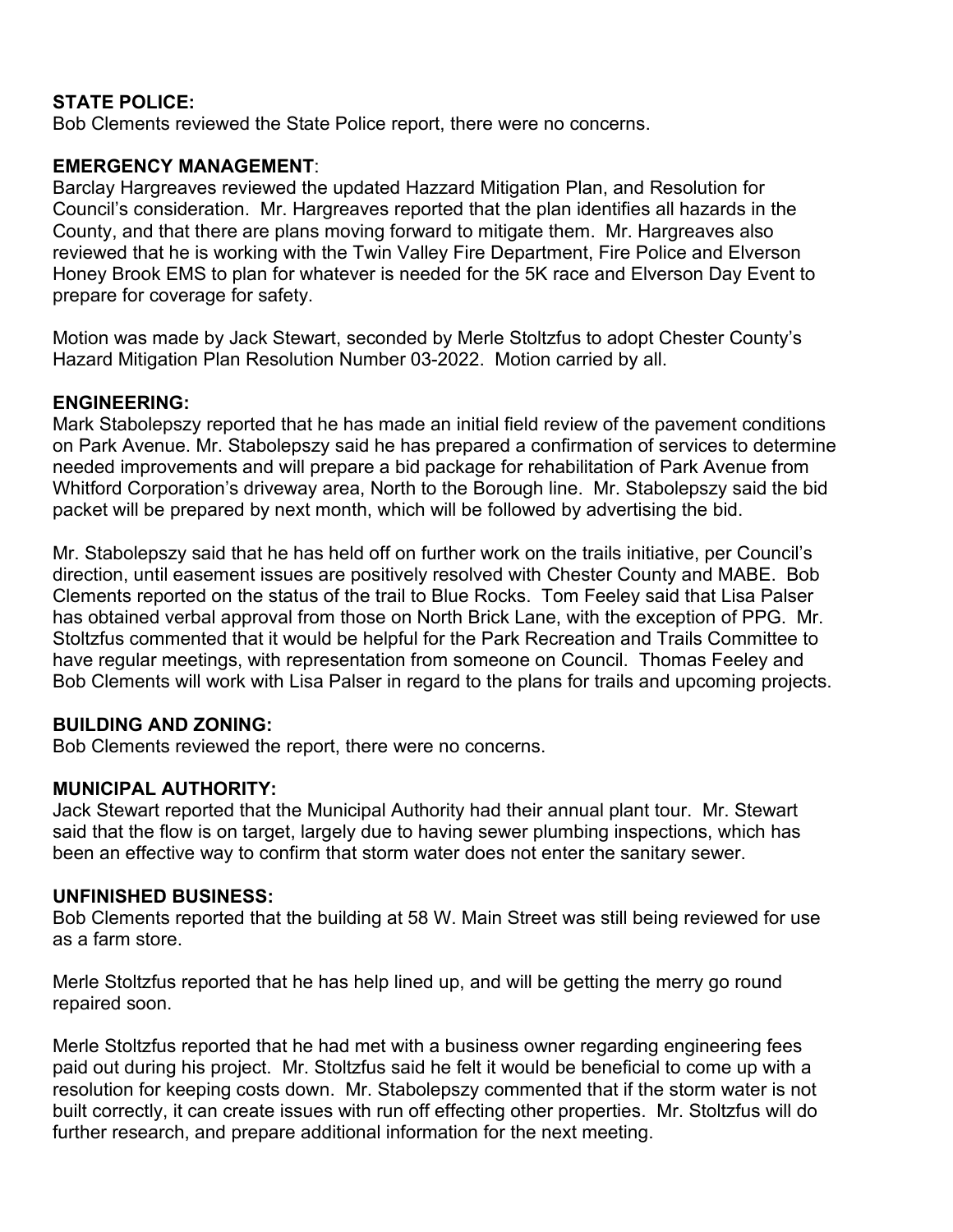**STATE POLICE:**
Bob Clements reviewed the State Police report, there were no concerns.

**EMERGENCY MANAGEMENT**:
Barclay Hargreaves reviewed the updated Hazzard Mitigation Plan, and Resolution for Council's consideration. Mr. Hargreaves reported that the plan identifies all hazards in the County, and that there are plans moving forward to mitigate them. Mr. Hargreaves also reviewed that he is working with the Twin Valley Fire Department, Fire Police and Elverson Honey Brook EMS to plan for whatever is needed for the 5K race and Elverson Day Event to prepare for coverage for safety.

Motion was made by Jack Stewart, seconded by Merle Stoltzfus to adopt Chester County's Hazard Mitigation Plan Resolution Number 03-2022. Motion carried by all.

**ENGINEERING:**
Mark Stabolepszy reported that he has made an initial field review of the pavement conditions on Park Avenue. Mr. Stabolepszy said he has prepared a confirmation of services to determine needed improvements and will prepare a bid package for rehabilitation of Park Avenue from Whitford Corporation's driveway area, North to the Borough line. Mr. Stabolepszy said the bid packet will be prepared by next month, which will be followed by advertising the bid.

Mr. Stabolepszy said that he has held off on further work on the trails initiative, per Council's direction, until easement issues are positively resolved with Chester County and MABE. Bob Clements reported on the status of the trail to Blue Rocks. Tom Feeley said that Lisa Palser has obtained verbal approval from those on North Brick Lane, with the exception of PPG. Mr. Stoltzfus commented that it would be helpful for the Park Recreation and Trails Committee to have regular meetings, with representation from someone on Council. Thomas Feeley and Bob Clements will work with Lisa Palser in regard to the plans for trails and upcoming projects.

**BUILDING AND ZONING:**
Bob Clements reviewed the report, there were no concerns.

**MUNICIPAL AUTHORITY:**
Jack Stewart reported that the Municipal Authority had their annual plant tour. Mr. Stewart said that the flow is on target, largely due to having sewer plumbing inspections, which has been an effective way to confirm that storm water does not enter the sanitary sewer.

**UNFINISHED BUSINESS:**
Bob Clements reported that the building at 58 W. Main Street was still being reviewed for use as a farm store.

Merle Stoltzfus reported that he has help lined up, and will be getting the merry go round repaired soon.

Merle Stoltzfus reported that he had met with a business owner regarding engineering fees paid out during his project. Mr. Stoltzfus said he felt it would be beneficial to come up with a resolution for keeping costs down. Mr. Stabolepszy commented that if the storm water is not built correctly, it can create issues with run off effecting other properties. Mr. Stoltzfus will do further research, and prepare additional information for the next meeting.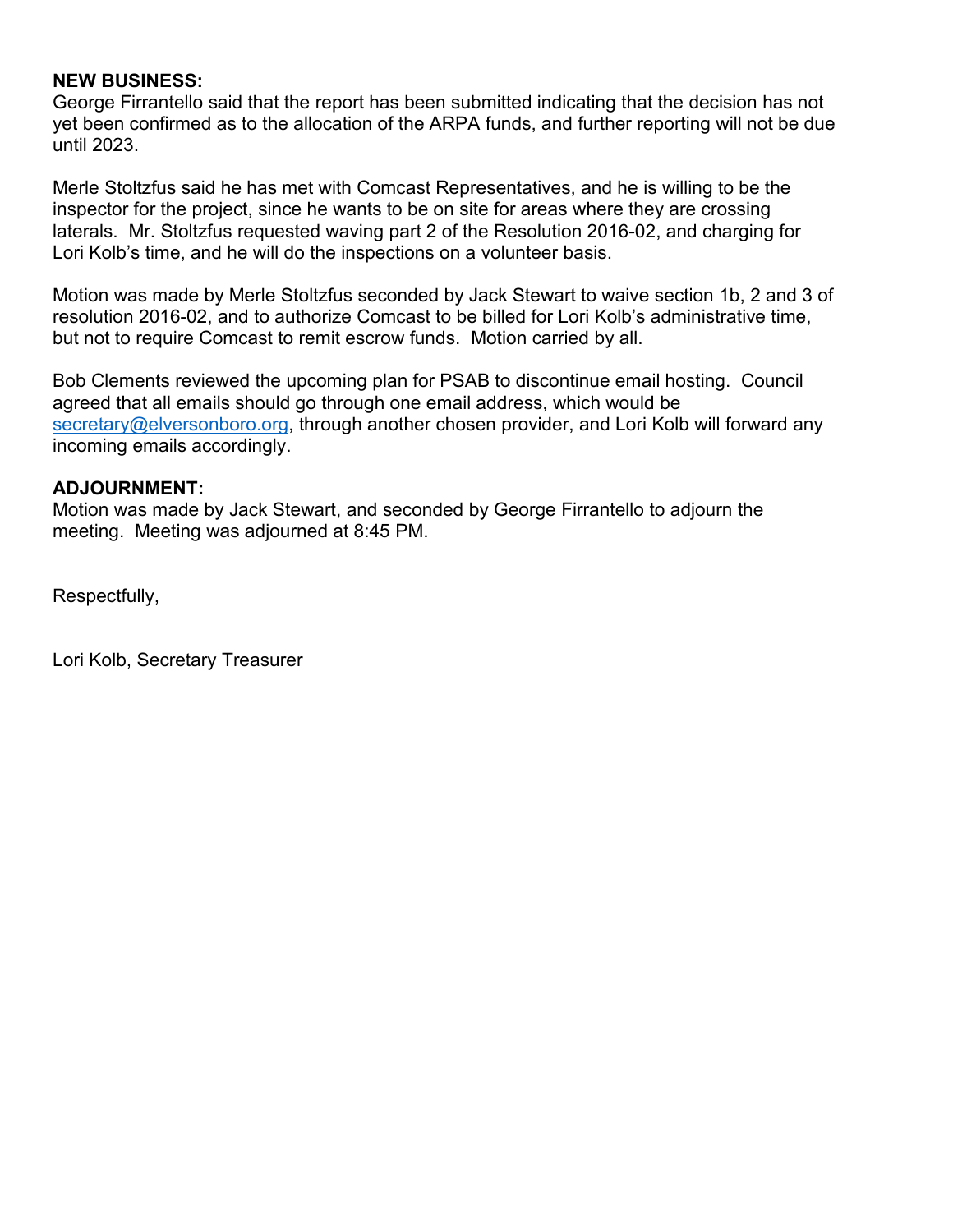**NEW BUSINESS:**
George Firrantello said that the report has been submitted indicating that the decision has not yet been confirmed as to the allocation of the ARPA funds, and further reporting will not be due until 2023.

Merle Stoltzfus said he has met with Comcast Representatives, and he is willing to be the inspector for the project, since he wants to be on site for areas where they are crossing laterals. Mr. Stoltzfus requested waving part 2 of the Resolution 2016-02, and charging for Lori Kolb's time, and he will do the inspections on a volunteer basis.

Motion was made by Merle Stoltzfus seconded by Jack Stewart to waive section 1b, 2 and 3 of resolution 2016-02, and to authorize Comcast to be billed for Lori Kolb's administrative time, but not to require Comcast to remit escrow funds. Motion carried by all.

Bob Clements reviewed the upcoming plan for PSAB to discontinue email hosting. Council agreed that all emails should go through one email address, which would be secretary@elversonboro.org, through another chosen provider, and Lori Kolb will forward any incoming emails accordingly.

**ADJOURNMENT:**
Motion was made by Jack Stewart, and seconded by George Firrantello to adjourn the meeting. Meeting was adjourned at 8:45 PM.

Respectfully,

Lori Kolb, Secretary Treasurer